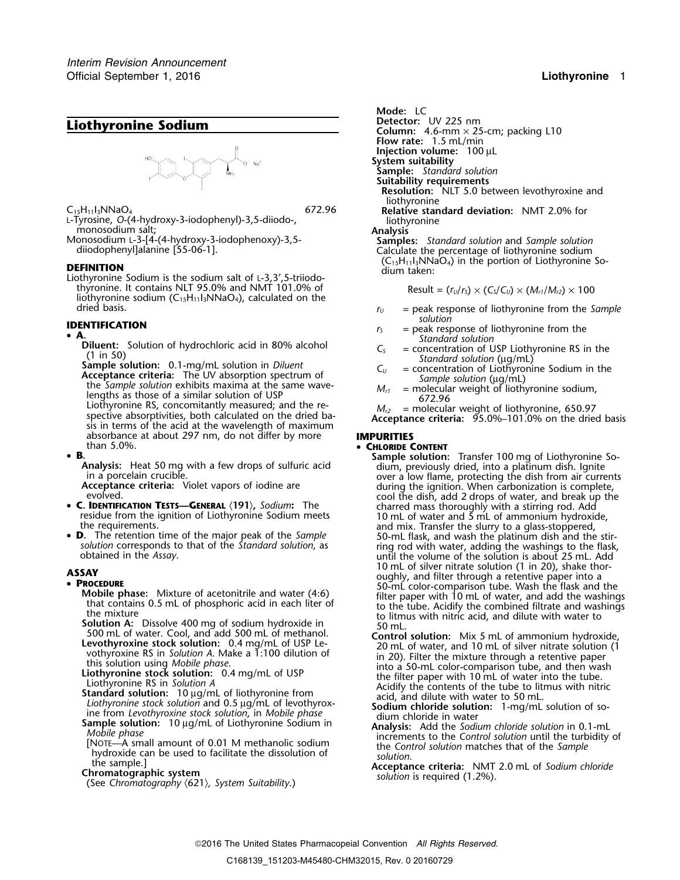# Liothyronine Sodium

$C_{15}H_{11}I_3NNaO_4$ 672.96

L-Tyrosine, *O*-(4-hydroxy-3-iodophenyl)-3,5-diiodo-, monosodium salt;

Monosodium L-3-[4-(4-hydroxy-3-iodophenoxy)-3,5-diiodophenyl]alanine [55-06-1].

## DEFINITION

Liothyronine Sodium is the sodium salt of L-3,3′,5-triiodothyronine. It contains NLT 95.0% and NMT 101.0% of liothyronine sodium ($C_{15}H_{11}I_3NNaO_4$), calculated on the dried basis.

## IDENTIFICATION

- **A.**

  **Diluent:** Solution of hydrochloric acid in 80% alcohol (1 in 50)

  **Sample solution:** 0.1-mg/mL solution in *Diluent*

  **Acceptance criteria:** The UV absorption spectrum of the *Sample solution* exhibits maxima at the same wavelengths as those of a similar solution of USP Liothyronine RS, concomitantly measured; and the respective absorptivities, both calculated on the dried basis in terms of the acid at the wavelength of maximum absorbance at about 297 nm, do not differ by more than 5.0%.

- **B.**

  **Analysis:** Heat 50 mg with a few drops of sulfuric acid in a porcelain crucible.

  **Acceptance criteria:** Violet vapors of iodine are evolved.

- **C. Identification Tests—General ⟨191⟩, *Sodium*:** The residue from the ignition of Liothyronine Sodium meets the requirements.

- **D.** The retention time of the major peak of the *Sample solution* corresponds to that of the *Standard solution*, as obtained in the *Assay*.

## ASSAY

- **Procedure**

  **Mobile phase:** Mixture of acetonitrile and water (4:6) that contains 0.5 mL of phosphoric acid in each liter of the mixture

  **Solution A:** Dissolve 400 mg of sodium hydroxide in 500 mL of water. Cool, and add 500 mL of methanol.

  **Levothyroxine stock solution:** 0.4 mg/mL of USP Levothyroxine RS in *Solution A*. Make a 1:100 dilution of this solution using *Mobile phase*.

  **Liothyronine stock solution:** 0.4 mg/mL of USP Liothyronine RS in *Solution A*

  **Standard solution:** 10 µg/mL of liothyronine from *Liothyronine stock solution* and 0.5 µg/mL of levothyroxine from *Levothyroxine stock solution*, in *Mobile phase*

  **Sample solution:** 10 µg/mL of Liothyronine Sodium in *Mobile phase*

  [Note—A small amount of 0.01 M methanolic sodium hydroxide can be used to facilitate the dissolution of the sample.]

  **Chromatographic system**

  (See *Chromatography* ⟨621⟩, *System Suitability*.)

  **Mode:** LC

  **Detector:** UV 225 nm

  **Column:** 4.6-mm × 25-cm; packing L10

  **Flow rate:** 1.5 mL/min

  **Injection volume:** 100 µL

  **System suitability**

  **Sample:** *Standard solution*

  **Suitability requirements**

  **Resolution:** NLT 5.0 between levothyroxine and liothyronine

  **Relative standard deviation:** NMT 2.0% for liothyronine

  **Analysis**

  **Samples:** *Standard solution* and *Sample solution*

  Calculate the percentage of liothyronine sodium ($C_{15}H_{11}I_3NNaO_4$) in the portion of Liothyronine Sodium taken:

  $$\text{Result} = (r_U/r_S) \times (C_S/C_U) \times (M_{r1}/M_{r2}) \times 100$$

  $r_U$ = peak response of liothyronine from the *Sample solution*

  $r_S$ = peak response of liothyronine from the *Standard solution*

  $C_S$ = concentration of USP Liothyronine RS in the *Standard solution* (µg/mL)

  $C_U$ = concentration of Liothyronine Sodium in the *Sample solution* (µg/mL)

  $M_{r1}$ = molecular weight of liothyronine sodium, 672.96

  $M_{r2}$ = molecular weight of liothyronine, 650.97

  **Acceptance criteria:** 95.0%–101.0% on the dried basis

## IMPURITIES

- **Chloride Content**

  **Sample solution:** Transfer 100 mg of Liothyronine Sodium, previously dried, into a platinum dish. Ignite over a low flame, protecting the dish from air currents during the ignition. When carbonization is complete, cool the dish, add 2 drops of water, and break up the charred mass thoroughly with a stirring rod. Add 10 mL of water and 5 mL of ammonium hydroxide, and mix. Transfer the slurry to a glass-stoppered, 50-mL flask, and wash the platinum dish and the stirring rod with water, adding the washings to the flask, until the volume of the solution is about 25 mL. Add 10 mL of silver nitrate solution (1 in 20), shake thoroughly, and filter through a retentive paper into a 50-mL color-comparison tube. Wash the flask and the filter paper with 10 mL of water, and add the washings to the tube. Acidify the combined filtrate and washings to litmus with nitric acid, and dilute with water to 50 mL.

  **Control solution:** Mix 5 mL of ammonium hydroxide, 20 mL of water, and 10 mL of silver nitrate solution (1 in 20). Filter the mixture through a retentive paper into a 50-mL color-comparison tube, and then wash the filter paper with 10 mL of water into the tube. Acidify the contents of the tube to litmus with nitric acid, and dilute with water to 50 mL.

  **Sodium chloride solution:** 1-mg/mL solution of sodium chloride in water

  **Analysis:** Add the *Sodium chloride solution* in 0.1-mL increments to the *Control solution* until the turbidity of the *Control solution* matches that of the *Sample solution*.

  **Acceptance criteria:** NMT 2.0 mL of *Sodium chloride solution* is required (1.2%).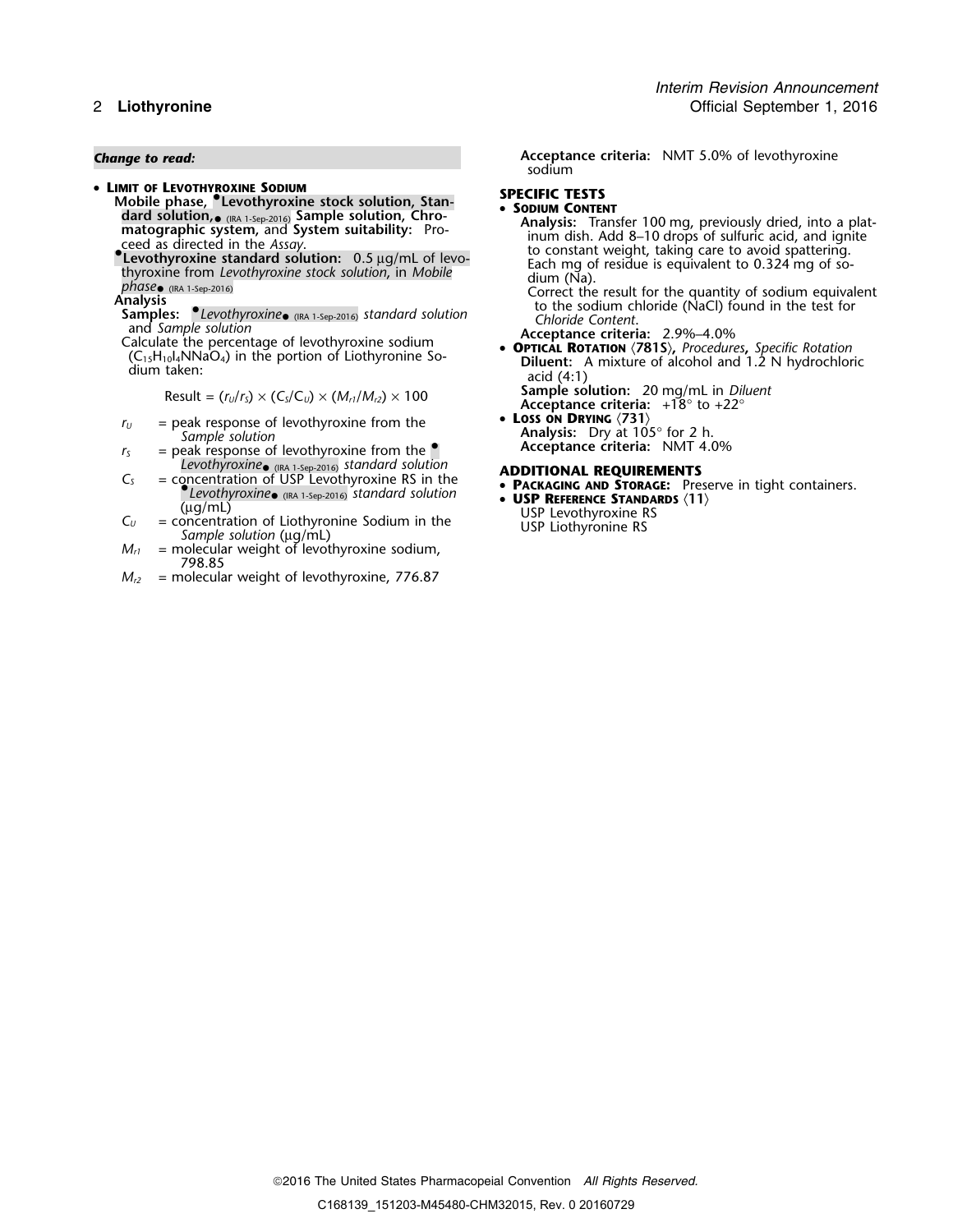*Change to read:*

- **Limit of Levothyroxine Sodium**

  **Mobile phase, ●Levothyroxine stock solution, Standard solution,● (IRA 1-Sep-2016) Sample solution, Chromatographic system,** and **System suitability:** Proceed as directed in the *Assay*.

  **●Levothyroxine standard solution:** 0.5 µg/mL of levothyroxine from *Levothyroxine stock solution*, in *Mobile phase*● (IRA 1-Sep-2016)

  **Analysis**

  **Samples:** ●*Levothyroxine*● (IRA 1-Sep-2016) *standard solution* and *Sample solution*

  Calculate the percentage of levothyroxine sodium ($C_{15}H_{10}I_4NNaO_4$) in the portion of Liothyronine Sodium taken:

$$\text{Result} = (r_U/r_S) \times (C_S/C_U) \times (M_{r1}/M_{r2}) \times 100$$

$r_U$ = peak response of levothyroxine from the *Sample solution*

$r_S$ = peak response of levothyroxine from the ●*Levothyroxine*● (IRA 1-Sep-2016) *standard solution*

$C_S$ = concentration of USP Levothyroxine RS in the ●*Levothyroxine*● (IRA 1-Sep-2016) *standard solution* (µg/mL)

$C_U$ = concentration of Liothyronine Sodium in the *Sample solution* (µg/mL)

$M_{r1}$ = molecular weight of levothyroxine sodium, 798.85

$M_{r2}$ = molecular weight of levothyroxine, 776.87

**Acceptance criteria:** NMT 5.0% of levothyroxine sodium

## SPECIFIC TESTS

- **Sodium Content**

  **Analysis:** Transfer 100 mg, previously dried, into a platinum dish. Add 8–10 drops of sulfuric acid, and ignite to constant weight, taking care to avoid spattering. Each mg of residue is equivalent to 0.324 mg of sodium (Na).

  Correct the result for the quantity of sodium equivalent to the sodium chloride (NaCl) found in the test for *Chloride Content*.

  **Acceptance criteria:** 2.9%–4.0%

- **Optical Rotation** ⟨781S⟩**,** *Procedures***,** *Specific Rotation*

  **Diluent:** A mixture of alcohol and 1.2 N hydrochloric acid (4:1)

  **Sample solution:** 20 mg/mL in *Diluent*

  **Acceptance criteria:** +18° to +22°

- **Loss on Drying** ⟨731⟩

  **Analysis:** Dry at 105° for 2 h.

  **Acceptance criteria:** NMT 4.0%

## ADDITIONAL REQUIREMENTS

- **Packaging and Storage:** Preserve in tight containers.
- **USP Reference Standards** ⟨11⟩

  USP Levothyroxine RS

  USP Liothyronine RS